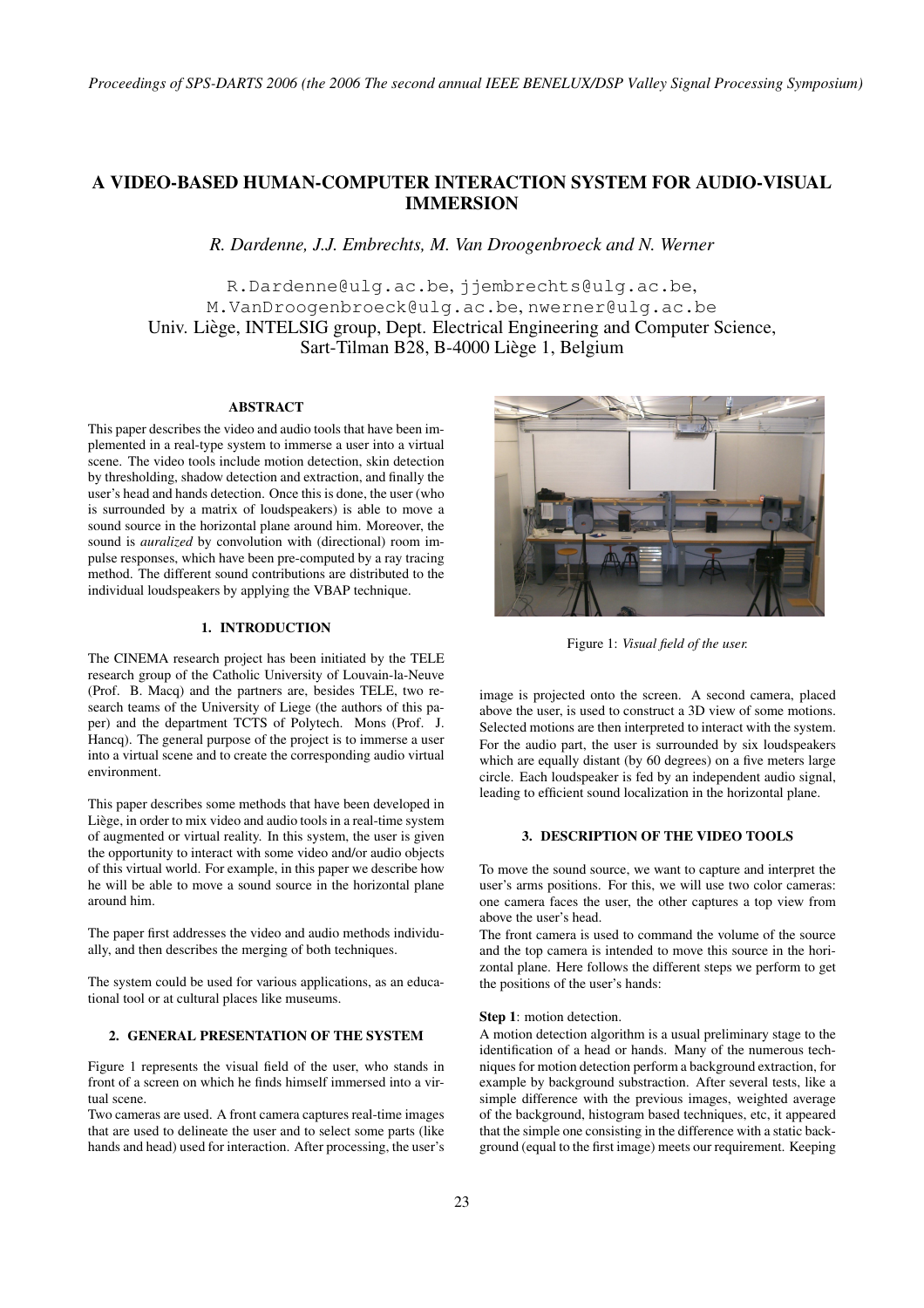# A VIDEO-BASED HUMAN-COMPUTER INTERACTION SYSTEM FOR AUDIO-VISUAL IMMERSION

*R. Dardenne, J.J. Embrechts, M. Van Droogenbroeck and N. Werner*

R.Dardenne@ulg.ac.be, jjembrechts@ulg.ac.be, M.VanDroogenbroeck@ulg.ac.be, nwerner@ulg.ac.be
Univ. Liège, INTELSIG group, Dept. Electrical Engineering and Computer Science, Sart-Tilman B28, B-4000 Liège 1, Belgium

### ABSTRACT

This paper describes the video and audio tools that have been implemented in a real-type system to immerse a user into a virtual scene. The video tools include motion detection, skin detection by thresholding, shadow detection and extraction, and finally the user's head and hands detection. Once this is done, the user (who is surrounded by a matrix of loudspeakers) is able to move a sound source in the horizontal plane around him. Moreover, the sound is *auralized* by convolution with (directional) room impulse responses, which have been pre-computed by a ray tracing method. The different sound contributions are distributed to the individual loudspeakers by applying the VBAP technique.

## 1. INTRODUCTION

The CINEMA research project has been initiated by the TELE research group of the Catholic University of Louvain-la-Neuve (Prof. B. Macq) and the partners are, besides TELE, two research teams of the University of Liege (the authors of this paper) and the department TCTS of Polytech. Mons (Prof. J. Hancq). The general purpose of the project is to immerse a user into a virtual scene and to create the corresponding audio virtual environment.

This paper describes some methods that have been developed in Liège, in order to mix video and audio tools in a real-time system of augmented or virtual reality. In this system, the user is given the opportunity to interact with some video and/or audio objects of this virtual world. For example, in this paper we describe how he will be able to move a sound source in the horizontal plane around him.

The paper first addresses the video and audio methods individually, and then describes the merging of both techniques.

The system could be used for various applications, as an educational tool or at cultural places like museums.

## 2. GENERAL PRESENTATION OF THE SYSTEM

Figure 1 represents the visual field of the user, who stands in front of a screen on which he finds himself immersed into a virtual scene.

Two cameras are used. A front camera captures real-time images that are used to delineate the user and to select some parts (like hands and head) used for interaction. After processing, the user's image is projected onto the screen. A second camera, placed above the user, is used to construct a 3D view of some motions. Selected motions are then interpreted to interact with the system. For the audio part, the user is surrounded by six loudspeakers which are equally distant (by 60 degrees) on a five meters large circle. Each loudspeaker is fed by an independent audio signal, leading to efficient sound localization in the horizontal plane.

Figure 1: *Visual field of the user.*

## 3. DESCRIPTION OF THE VIDEO TOOLS

To move the sound source, we want to capture and interpret the user's arms positions. For this, we will use two color cameras: one camera faces the user, the other captures a top view from above the user's head.

The front camera is used to command the volume of the source and the top camera is intended to move this source in the horizontal plane. Here follows the different steps we perform to get the positions of the user's hands:

**Step 1**: motion detection.

A motion detection algorithm is a usual preliminary stage to the identification of a head or hands. Many of the numerous techniques for motion detection perform a background extraction, for example by background substraction. After several tests, like a simple difference with the previous images, weighted average of the background, histogram based techniques, etc, it appeared that the simple one consisting in the difference with a static background (equal to the first image) meets our requirement. Keeping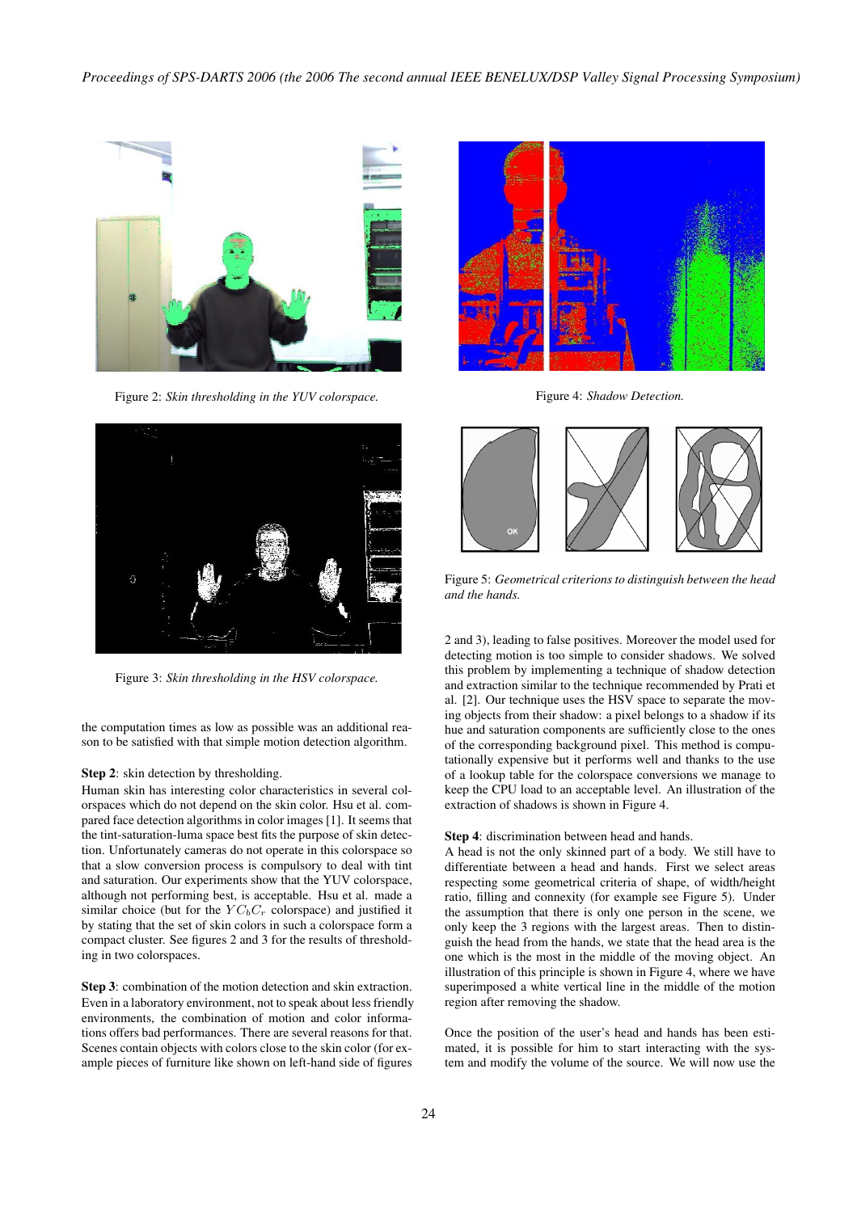Figure 2: *Skin thresholding in the YUV colorspace.*

Figure 3: *Skin thresholding in the HSV colorspace.*

the computation times as low as possible was an additional reason to be satisfied with that simple motion detection algorithm.

**Step 2**: skin detection by thresholding.
Human skin has interesting color characteristics in several colorspaces which do not depend on the skin color. Hsu et al. compared face detection algorithms in color images [1]. It seems that the tint-saturation-luma space best fits the purpose of skin detection. Unfortunately cameras do not operate in this colorspace so that a slow conversion process is compulsory to deal with tint and saturation. Our experiments show that the YUV colorspace, although not performing best, is acceptable. Hsu et al. made a similar choice (but for the $YC_bC_r$ colorspace) and justified it by stating that the set of skin colors in such a colorspace form a compact cluster. See figures 2 and 3 for the results of thresholding in two colorspaces.

**Step 3**: combination of the motion detection and skin extraction.
Even in a laboratory environment, not to speak about less friendly environments, the combination of motion and color informations offers bad performances. There are several reasons for that. Scenes contain objects with colors close to the skin color (for example pieces of furniture like shown on left-hand side of figures 2 and 3), leading to false positives. Moreover the model used for detecting motion is too simple to consider shadows. We solved this problem by implementing a technique of shadow detection and extraction similar to the technique recommended by Prati et al. [2]. Our technique uses the HSV space to separate the moving objects from their shadow: a pixel belongs to a shadow if its hue and saturation components are sufficiently close to the ones of the corresponding background pixel. This method is computationally expensive but it performs well and thanks to the use of a lookup table for the colorspace conversions we manage to keep the CPU load to an acceptable level. An illustration of the extraction of shadows is shown in Figure 4.

Figure 4: *Shadow Detection.*

Figure 5: *Geometrical criterions to distinguish between the head and the hands.*

**Step 4**: discrimination between head and hands.
A head is not the only skinned part of a body. We still have to differentiate between a head and hands. First we select areas respecting some geometrical criteria of shape, of width/height ratio, filling and connexity (for example see Figure 5). Under the assumption that there is only one person in the scene, we only keep the 3 regions with the largest areas. Then to distinguish the head from the hands, we state that the head area is the one which is the most in the middle of the moving object. An illustration of this principle is shown in Figure 4, where we have superimposed a white vertical line in the middle of the motion region after removing the shadow.

Once the position of the user's head and hands has been estimated, it is possible for him to start interacting with the system and modify the volume of the source. We will now use the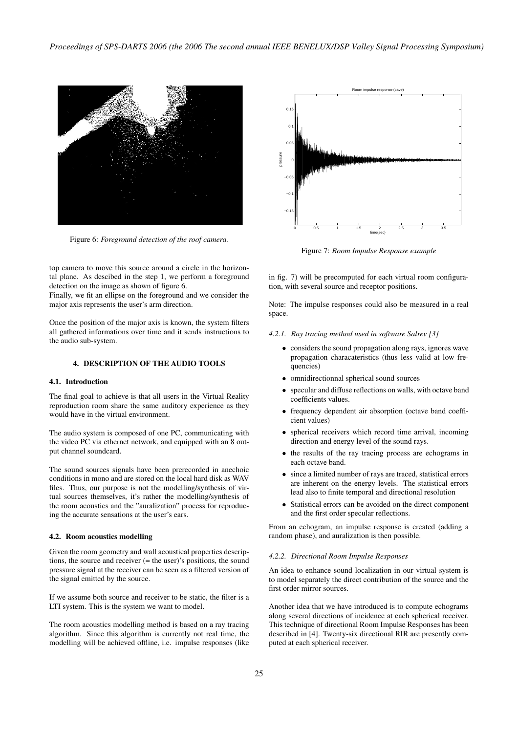Figure 6: *Foreground detection of the roof camera.*

top camera to move this source around a circle in the horizontal plane. As descibed in the step 1, we perform a foreground detection on the image as shown of figure 6.
Finally, we fit an ellipse on the foreground and we consider the major axis represents the user's arm direction.

Once the position of the major axis is known, the system filters all gathered informations over time and it sends instructions to the audio sub-system.

## 4. DESCRIPTION OF THE AUDIO TOOLS

### 4.1. Introduction

The final goal to achieve is that all users in the Virtual Reality reproduction room share the same auditory experience as they would have in the virtual environment.

The audio system is composed of one PC, communicating with the video PC via ethernet network, and equipped with an 8 output channel soundcard.

The sound sources signals have been prerecorded in anechoic conditions in mono and are stored on the local hard disk as WAV files. Thus, our purpose is not the modelling/synthesis of virtual sources themselves, it's rather the modelling/synthesis of the room acoustics and the "auralization" process for reproducing the accurate sensations at the user's ears.

### 4.2. Room acoustics modelling

Given the room geometry and wall acoustical properties descriptions, the source and receiver (= the user)'s positions, the sound pressure signal at the receiver can be seen as a filtered version of the signal emitted by the source.

If we assume both source and receiver to be static, the filter is a LTI system. This is the system we want to model.

The room acoustics modelling method is based on a ray tracing algorithm. Since this algorithm is currently not real time, the modelling will be achieved offline, i.e. impulse responses (like in fig. 7) will be precomputed for each virtual room configuration, with several source and receptor positions.

Figure 7: *Room Impulse Response example*

Note: The impulse responses could also be measured in a real space.

#### *4.2.1. Ray tracing method used in software Salrev [3]*

- considers the sound propagation along rays, ignores wave propagation characacteristics (thus less valid at low frequencies)
- omnidirectionnal spherical sound sources
- specular and diffuse reflections on walls, with octave band coefficients values.
- frequency dependent air absorption (octave band coefficient values)
- spherical receivers which record time arrival, incoming direction and energy level of the sound rays.
- the results of the ray tracing process are echograms in each octave band.
- since a limited number of rays are traced, statistical errors are inherent on the energy levels. The statistical errors lead also to finite temporal and directional resolution
- Statistical errors can be avoided on the direct component and the first order specular reflections.

From an echogram, an impulse response is created (adding a random phase), and auralization is then possible.

#### *4.2.2. Directional Room Impulse Responses*

An idea to enhance sound localization in our virtual system is to model separately the direct contribution of the source and the first order mirror sources.

Another idea that we have introduced is to compute echograms along several directions of incidence at each spherical receiver. This technique of directional Room Impulse Responses has been described in [4]. Twenty-six directional RIR are presently computed at each spherical receiver.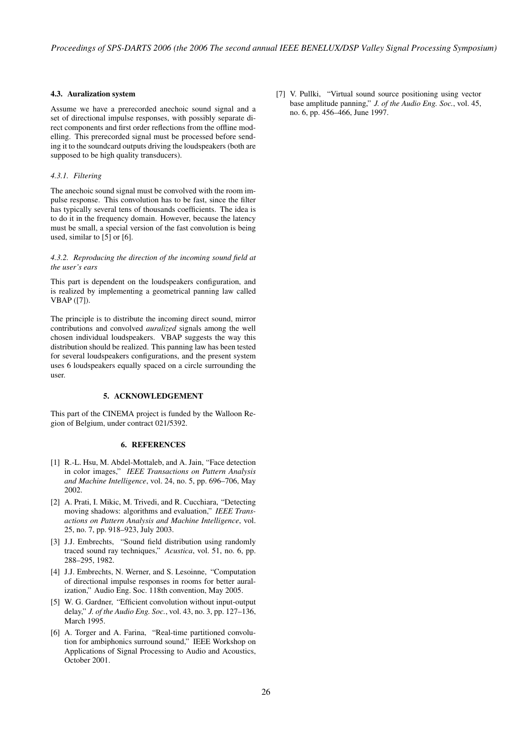### 4.3. Auralization system

Assume we have a prerecorded anechoic sound signal and a set of directional impulse responses, with possibly separate direct components and first order reflections from the offline modelling. This prerecorded signal must be processed before sending it to the soundcard outputs driving the loudspeakers (both are supposed to be high quality transducers).

#### *4.3.1. Filtering*

The anechoic sound signal must be convolved with the room impulse response. This convolution has to be fast, since the filter has typically several tens of thousands coefficients. The idea is to do it in the frequency domain. However, because the latency must be small, a special version of the fast convolution is being used, similar to [5] or [6].

#### *4.3.2. Reproducing the direction of the incoming sound field at the user's ears*

This part is dependent on the loudspeakers configuration, and is realized by implementing a geometrical panning law called VBAP ([7]).

The principle is to distribute the incoming direct sound, mirror contributions and convolved *auralized* signals among the well chosen individual loudspeakers. VBAP suggests the way this distribution should be realized. This panning law has been tested for several loudspeakers configurations, and the present system uses 6 loudspeakers equally spaced on a circle surrounding the user.

## 5. ACKNOWLEDGEMENT

This part of the CINEMA project is funded by the Walloon Region of Belgium, under contract 021/5392.

## 6. REFERENCES

[1] R.-L. Hsu, M. Abdel-Mottaleb, and A. Jain, "Face detection in color images," *IEEE Transactions on Pattern Analysis and Machine Intelligence*, vol. 24, no. 5, pp. 696–706, May 2002.

[2] A. Prati, I. Mikic, M. Trivedi, and R. Cucchiara, "Detecting moving shadows: algorithms and evaluation," *IEEE Transactions on Pattern Analysis and Machine Intelligence*, vol. 25, no. 7, pp. 918–923, July 2003.

[3] J.J. Embrechts, "Sound field distribution using randomly traced sound ray techniques," *Acustica*, vol. 51, no. 6, pp. 288–295, 1982.

[4] J.J. Embrechts, N. Werner, and S. Lesoinne, "Computation of directional impulse responses in rooms for better auralization," Audio Eng. Soc. 118th convention, May 2005.

[5] W. G. Gardner, "Efficient convolution without input-output delay," *J. of the Audio Eng. Soc.*, vol. 43, no. 3, pp. 127–136, March 1995.

[6] A. Torger and A. Farina, "Real-time partitioned convolution for ambiphonics surround sound," IEEE Workshop on Applications of Signal Processing to Audio and Acoustics, October 2001.

[7] V. Pullki, "Virtual sound source positioning using vector base amplitude panning," *J. of the Audio Eng. Soc.*, vol. 45, no. 6, pp. 456–466, June 1997.